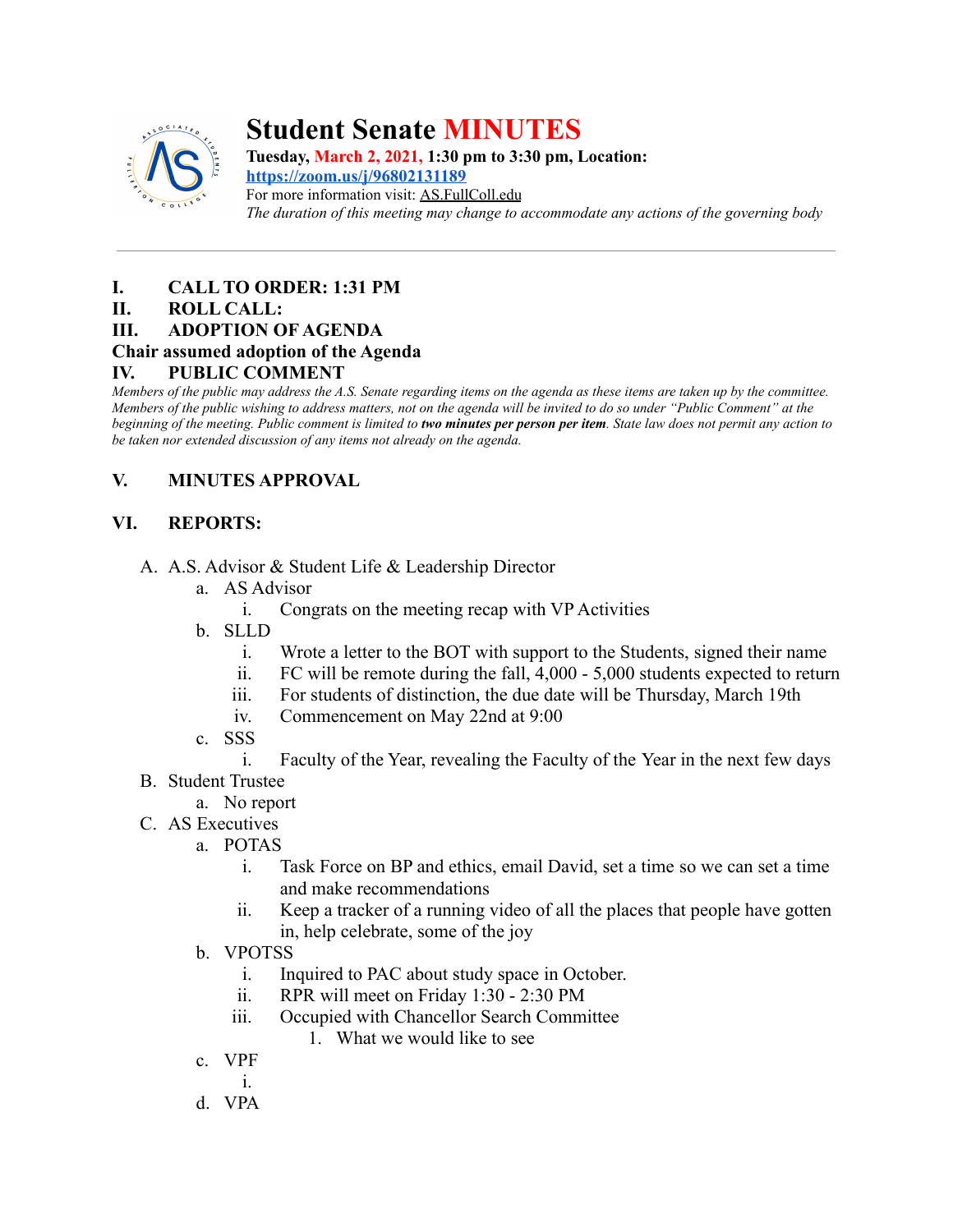# Student Senate MINUTES

**Tuesday, March 2, 2021, 1:30 pm to 3:30 pm, Location:**
**https://zoom.us/j/96802131189**
For more information visit: AS.FullColl.edu
*The duration of this meeting may change to accommodate any actions of the governing body*

---

**I. CALL TO ORDER: 1:31 PM**

**II. ROLL CALL:**

**III. ADOPTION OF AGENDA**

**Chair assumed adoption of the Agenda**

**IV. PUBLIC COMMENT**

*Members of the public may address the A.S. Senate regarding items on the agenda as these items are taken up by the committee. Members of the public wishing to address matters, not on the agenda will be invited to do so under "Public Comment" at the beginning of the meeting. Public comment is limited to **two minutes per person per item**. State law does not permit any action to be taken nor extended discussion of any items not already on the agenda.*

**V. MINUTES APPROVAL**

**VI. REPORTS:**

A. A.S. Advisor & Student Life & Leadership Director
   a. AS Advisor
      i. Congrats on the meeting recap with VP Activities
   b. SLLD
      i. Wrote a letter to the BOT with support to the Students, signed their name
      ii. FC will be remote during the fall, 4,000 - 5,000 students expected to return
      iii. For students of distinction, the due date will be Thursday, March 19th
      iv. Commencement on May 22nd at 9:00
   c. SSS
      i. Faculty of the Year, revealing the Faculty of the Year in the next few days

B. Student Trustee
   a. No report

C. AS Executives
   a. POTAS
      i. Task Force on BP and ethics, email David, set a time so we can set a time and make recommendations
      ii. Keep a tracker of a running video of all the places that people have gotten in, help celebrate, some of the joy
   b. VPOTSS
      i. Inquired to PAC about study space in October.
      ii. RPR will meet on Friday 1:30 - 2:30 PM
      iii. Occupied with Chancellor Search Committee
         1. What we would like to see
   c. VPF
      i.
   d. VPA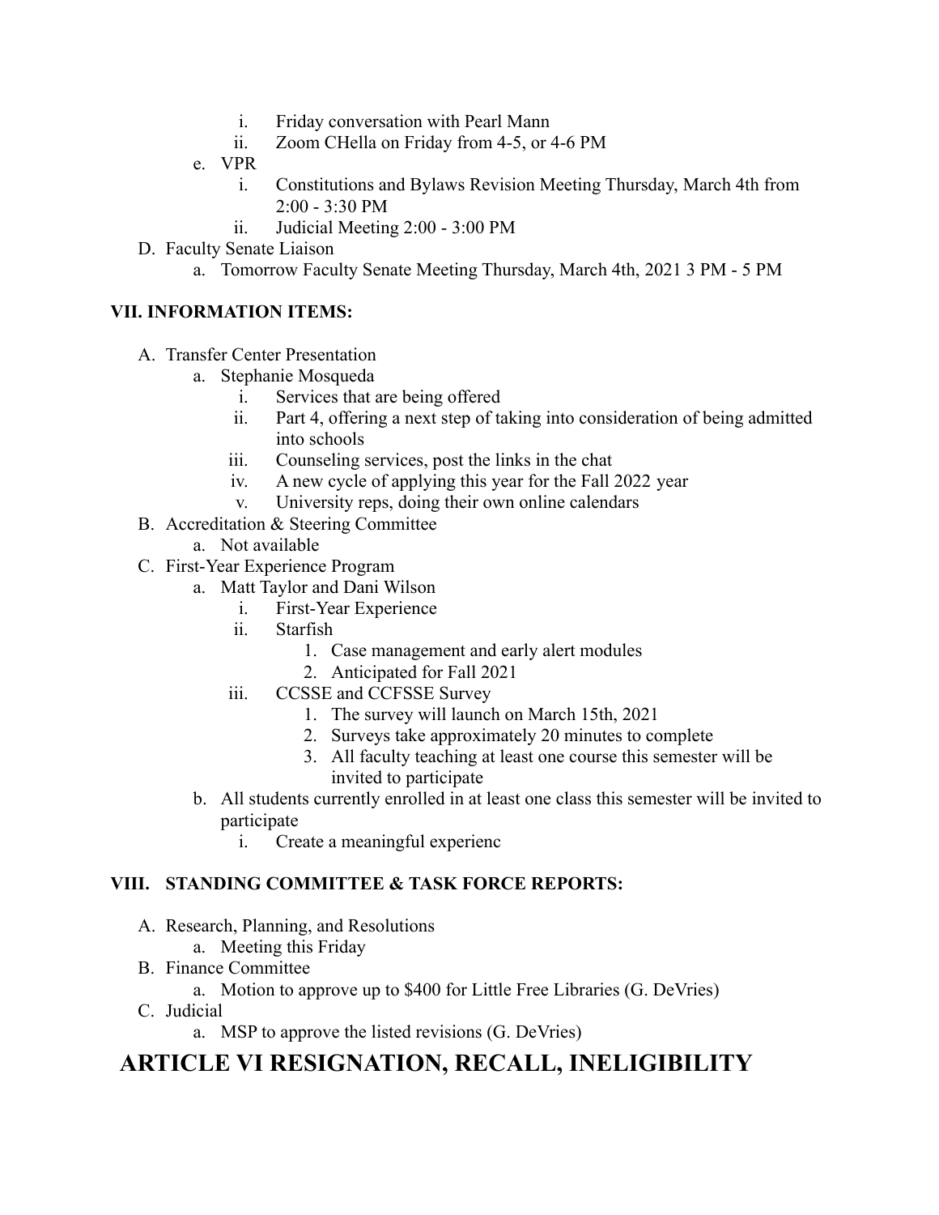i. Friday conversation with Pearl Mann
ii. Zoom CHella on Friday from 4-5, or 4-6 PM

e. VPR
   i. Constitutions and Bylaws Revision Meeting Thursday, March 4th from 2:00 - 3:30 PM
   ii. Judicial Meeting 2:00 - 3:00 PM

D. Faculty Senate Liaison
   a. Tomorrow Faculty Senate Meeting Thursday, March 4th, 2021 3 PM - 5 PM

**VII. INFORMATION ITEMS:**

A. Transfer Center Presentation
   a. Stephanie Mosqueda
      i. Services that are being offered
      ii. Part 4, offering a next step of taking into consideration of being admitted into schools
      iii. Counseling services, post the links in the chat
      iv. A new cycle of applying this year for the Fall 2022 year
      v. University reps, doing their own online calendars

B. Accreditation & Steering Committee
   a. Not available

C. First-Year Experience Program
   a. Matt Taylor and Dani Wilson
      i. First-Year Experience
      ii. Starfish
         1. Case management and early alert modules
         2. Anticipated for Fall 2021
      iii. CCSSE and CCFSSE Survey
         1. The survey will launch on March 15th, 2021
         2. Surveys take approximately 20 minutes to complete
         3. All faculty teaching at least one course this semester will be invited to participate
   b. All students currently enrolled in at least one class this semester will be invited to participate
      i. Create a meaningful experienc

**VIII. STANDING COMMITTEE & TASK FORCE REPORTS:**

A. Research, Planning, and Resolutions
   a. Meeting this Friday

B. Finance Committee
   a. Motion to approve up to $400 for Little Free Libraries (G. DeVries)

C. Judicial
   a. MSP to approve the listed revisions (G. DeVries)

# ARTICLE VI RESIGNATION, RECALL, INELIGIBILITY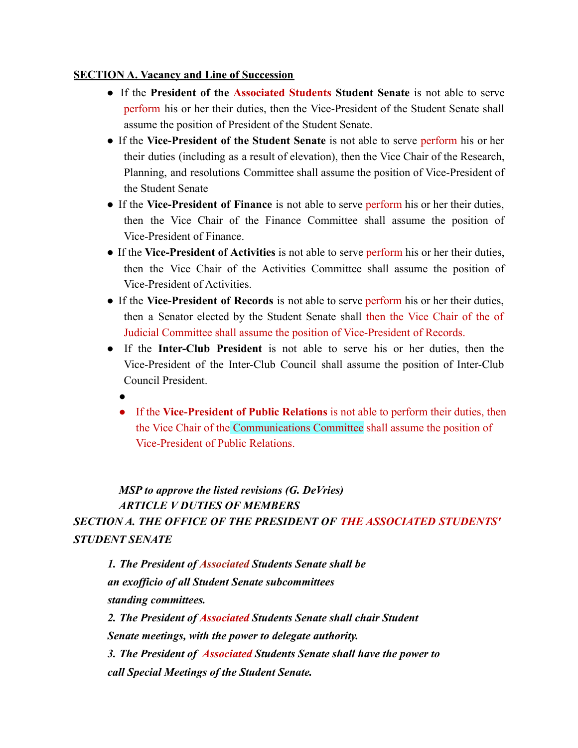**SECTION A. Vacancy and Line of Succession**

- If the **President of the Associated Students Student Senate** is not able to serve perform his or her their duties, then the Vice-President of the Student Senate shall assume the position of President of the Student Senate.
- If the **Vice-President of the Student Senate** is not able to serve perform his or her their duties (including as a result of elevation), then the Vice Chair of the Research, Planning, and resolutions Committee shall assume the position of Vice-President of the Student Senate
- If the **Vice-President of Finance** is not able to serve perform his or her their duties, then the Vice Chair of the Finance Committee shall assume the position of Vice-President of Finance.
- If the **Vice-President of Activities** is not able to serve perform his or her their duties, then the Vice Chair of the Activities Committee shall assume the position of Vice-President of Activities.
- If the **Vice-President of Records** is not able to serve perform his or her their duties, then a Senator elected by the Student Senate shall then the Vice Chair of the of Judicial Committee shall assume the position of Vice-President of Records.
- If the **Inter-Club President** is not able to serve his or her duties, then the Vice-President of the Inter-Club Council shall assume the position of Inter-Club Council President.
  -
  - If the **Vice-President of Public Relations** is not able to perform their duties, then the Vice Chair of the Communications Committee shall assume the position of Vice-President of Public Relations.

***MSP to approve the listed revisions (G. DeVries)***

***ARTICLE V DUTIES OF MEMBERS***

***SECTION A. THE OFFICE OF THE PRESIDENT OF THE ASSOCIATED STUDENTS' STUDENT SENATE***

***1. The President of Associated Students Senate shall be an exofficio of all Student Senate subcommittees standing committees.***

***2. The President of Associated Students Senate shall chair Student Senate meetings, with the power to delegate authority.***

***3. The President of Associated Students Senate shall have the power to call Special Meetings of the Student Senate.***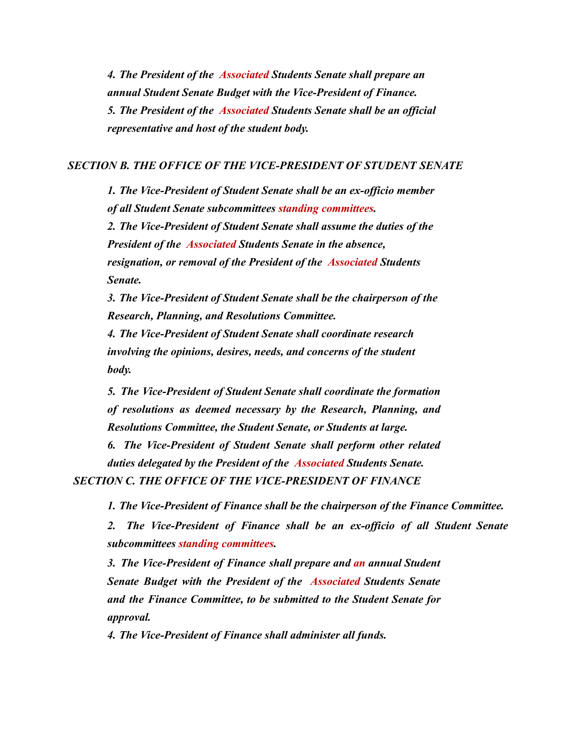*4. The President of the* ***Associated*** *Students Senate shall prepare an annual Student Senate Budget with the Vice-President of Finance.*

*5. The President of the* ***Associated*** *Students Senate shall be an official representative and host of the student body.*

### *SECTION B. THE OFFICE OF THE VICE-PRESIDENT OF STUDENT SENATE*

*1. The Vice-President of Student Senate shall be an ex-officio member of all Student Senate subcommittees* ***standing committees.***

*2. The Vice-President of Student Senate shall assume the duties of the President of the* ***Associated*** *Students Senate in the absence, resignation, or removal of the President of the* ***Associated*** *Students Senate.*

*3. The Vice-President of Student Senate shall be the chairperson of the Research, Planning, and Resolutions Committee.*

*4. The Vice-President of Student Senate shall coordinate research involving the opinions, desires, needs, and concerns of the student body.*

*5. The Vice-President of Student Senate shall coordinate the formation of resolutions as deemed necessary by the Research, Planning, and Resolutions Committee, the Student Senate, or Students at large.*

*6. The Vice-President of Student Senate shall perform other related duties delegated by the President of the* ***Associated*** *Students Senate.*

### *SECTION C. THE OFFICE OF THE VICE-PRESIDENT OF FINANCE*

*1. The Vice-President of Finance shall be the chairperson of the Finance Committee.*

*2. The Vice-President of Finance shall be an ex-officio of all Student Senate subcommittees* ***standing committees.***

*3. The Vice-President of Finance shall prepare and* ***an*** *annual Student Senate Budget with the President of the* ***Associated*** *Students Senate and the Finance Committee, to be submitted to the Student Senate for approval.*

*4. The Vice-President of Finance shall administer all funds.*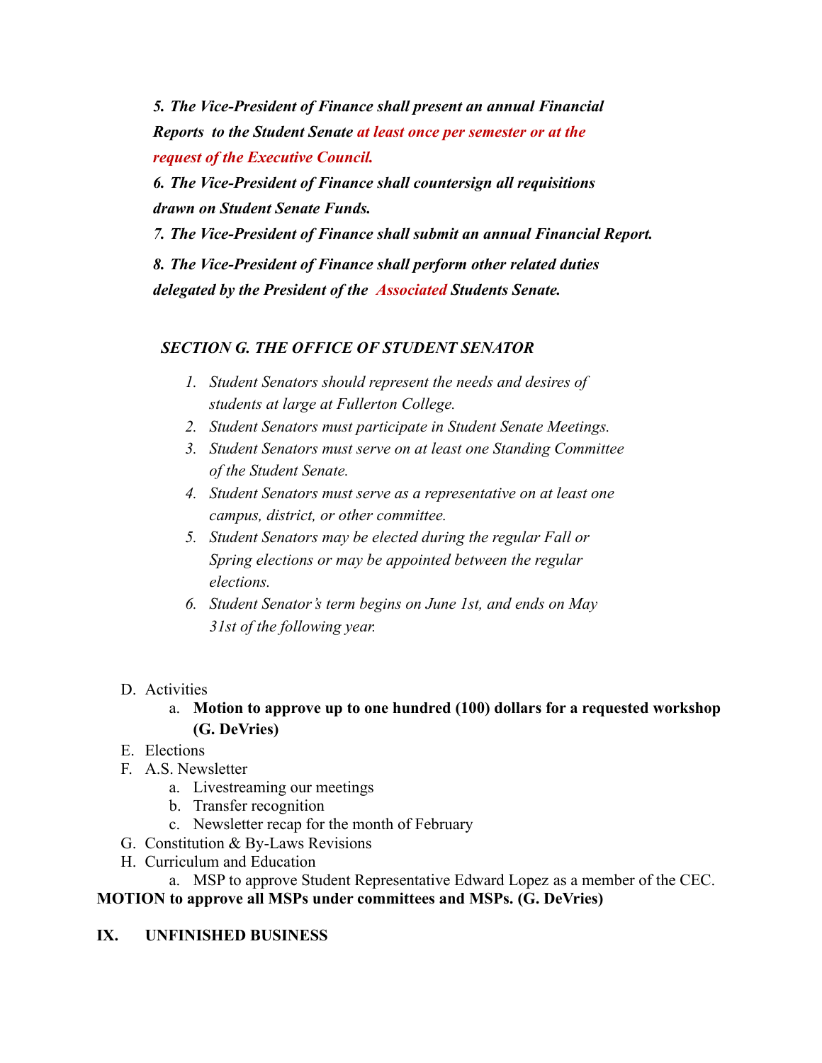***5. The Vice-President of Finance shall present an annual Financial Reports to the Student Senate at least once per semester or at the request of the Executive Council.***

***6. The Vice-President of Finance shall countersign all requisitions drawn on Student Senate Funds.***

***7. The Vice-President of Finance shall submit an annual Financial Report.***

***8. The Vice-President of Finance shall perform other related duties delegated by the President of the Associated Students Senate.***

***SECTION G. THE OFFICE OF STUDENT SENATOR***

1. *Student Senators should represent the needs and desires of students at large at Fullerton College.*
2. *Student Senators must participate in Student Senate Meetings.*
3. *Student Senators must serve on at least one Standing Committee of the Student Senate.*
4. *Student Senators must serve as a representative on at least one campus, district, or other committee.*
5. *Student Senators may be elected during the regular Fall or Spring elections or may be appointed between the regular elections.*
6. *Student Senator's term begins on June 1st, and ends on May 31st of the following year.*

D. Activities
   a. **Motion to approve up to one hundred (100) dollars for a requested workshop (G. DeVries)**

E. Elections

F. A.S. Newsletter
   a. Livestreaming our meetings
   b. Transfer recognition
   c. Newsletter recap for the month of February

G. Constitution & By-Laws Revisions

H. Curriculum and Education
   a. MSP to approve Student Representative Edward Lopez as a member of the CEC.

**MOTION to approve all MSPs under committees and MSPs. (G. DeVries)**

## IX. UNFINISHED BUSINESS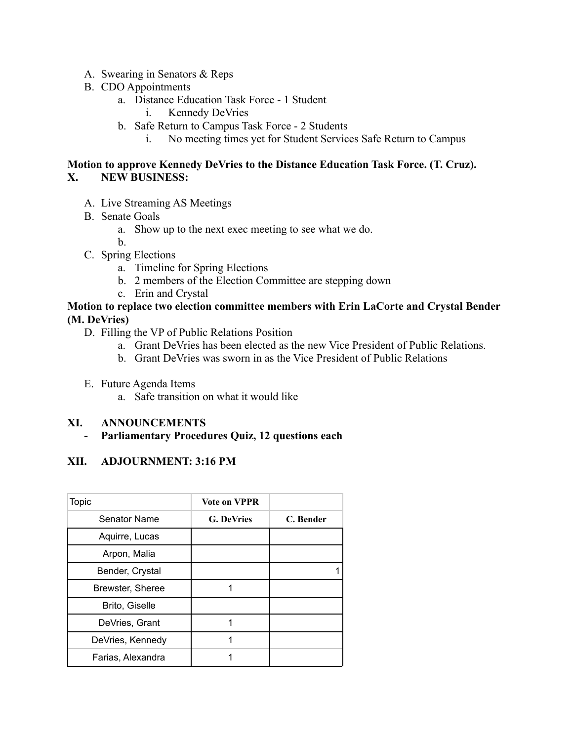A. Swearing in Senators & Reps
B. CDO Appointments
    a. Distance Education Task Force - 1 Student
        i. Kennedy DeVries
    b. Safe Return to Campus Task Force - 2 Students
        i. No meeting times yet for Student Services Safe Return to Campus

**Motion to approve Kennedy DeVries to the Distance Education Task Force. (T. Cruz).**

## X. NEW BUSINESS:

A. Live Streaming AS Meetings
B. Senate Goals
    a. Show up to the next exec meeting to see what we do.
    b.
C. Spring Elections
    a. Timeline for Spring Elections
    b. 2 members of the Election Committee are stepping down
    c. Erin and Crystal

**Motion to replace two election committee members with Erin LaCorte and Crystal Bender (M. DeVries)**

D. Filling the VP of Public Relations Position
    a. Grant DeVries has been elected as the new Vice President of Public Relations.
    b. Grant DeVries was sworn in as the Vice President of Public Relations

E. Future Agenda Items
    a. Safe transition on what it would like

## XI. ANNOUNCEMENTS

- **Parliamentary Procedures Quiz, 12 questions each**

## XII. ADJOURNMENT: 3:16 PM

| Topic | Vote on VPPR | |
|---|---|---|
| Senator Name | G. DeVries | C. Bender |
| Aquirre, Lucas | | |
| Arpon, Malia | | |
| Bender, Crystal | | 1 |
| Brewster, Sheree | 1 | |
| Brito, Giselle | | |
| DeVries, Grant | 1 | |
| DeVries, Kennedy | 1 | |
| Farias, Alexandra | 1 | |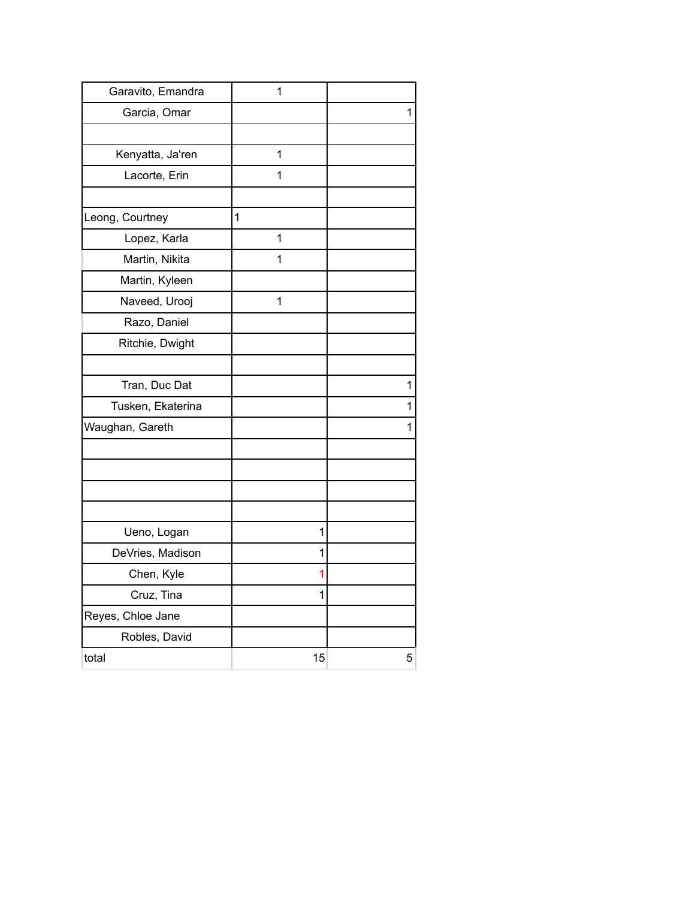| | | |
|---|---|---|
| Garavito, Emandra | 1 | |
| Garcia, Omar | | 1 |
| | | |
| Kenyatta, Ja'ren | 1 | |
| Lacorte, Erin | 1 | |
| | | |
| Leong, Courtney | 1 | |
| Lopez, Karla | 1 | |
| Martin, Nikita | 1 | |
| Martin, Kyleen | | |
| Naveed, Urooj | 1 | |
| Razo, Daniel | | |
| Ritchie, Dwight | | |
| | | |
| Tran, Duc Dat | | 1 |
| Tusken, Ekaterina | | 1 |
| Waughan, Gareth | | 1 |
| | | |
| | | |
| | | |
| | | |
| Ueno, Logan | 1 | |
| DeVries, Madison | 1 | |
| Chen, Kyle | 1 | |
| Cruz, Tina | 1 | |
| Reyes, Chloe Jane | | |
| Robles, David | | |
| total | 15 | 5 |